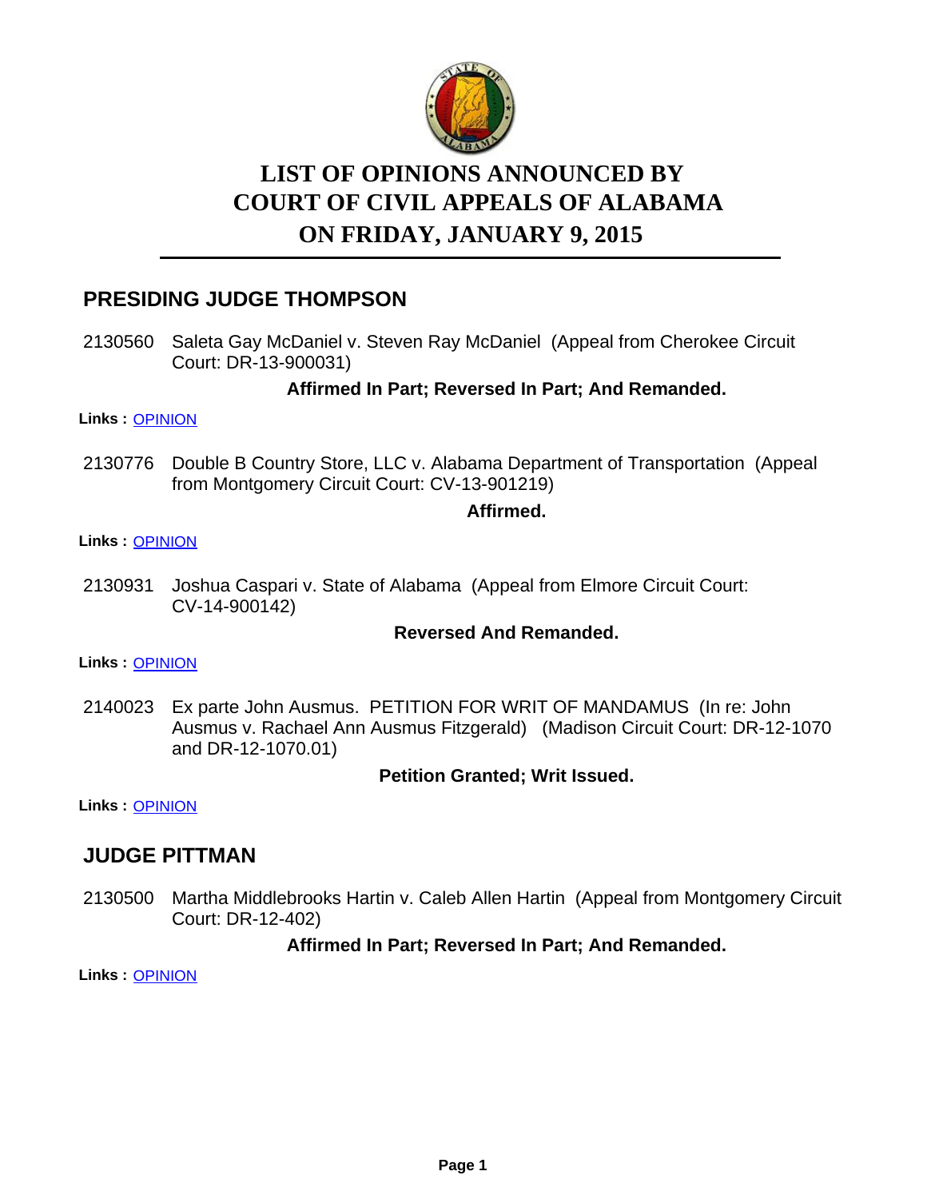# LIST OF OPINIONS ANNOUNCED BY COURT OF CIVIL APPEALS OF ALABAMA ON FRIDAY, JANUARY 9, 2015

## PRESIDING JUDGE THOMPSON

2130560 Saleta Gay McDaniel v. Steven Ray McDaniel (Appeal from Cherokee Circuit Court: DR-13-900031)

**Affirmed In Part; Reversed In Part; And Remanded.**

**Links :** OPINION

2130776 Double B Country Store, LLC v. Alabama Department of Transportation (Appeal from Montgomery Circuit Court: CV-13-901219)

**Affirmed.**

**Links :** OPINION

2130931 Joshua Caspari v. State of Alabama (Appeal from Elmore Circuit Court: CV-14-900142)

**Reversed And Remanded.**

**Links :** OPINION

2140023 Ex parte John Ausmus. PETITION FOR WRIT OF MANDAMUS (In re: John Ausmus v. Rachael Ann Ausmus Fitzgerald) (Madison Circuit Court: DR-12-1070 and DR-12-1070.01)

**Petition Granted; Writ Issued.**

**Links :** OPINION

## JUDGE PITTMAN

2130500 Martha Middlebrooks Hartin v. Caleb Allen Hartin (Appeal from Montgomery Circuit Court: DR-12-402)

**Affirmed In Part; Reversed In Part; And Remanded.**

**Links :** OPINION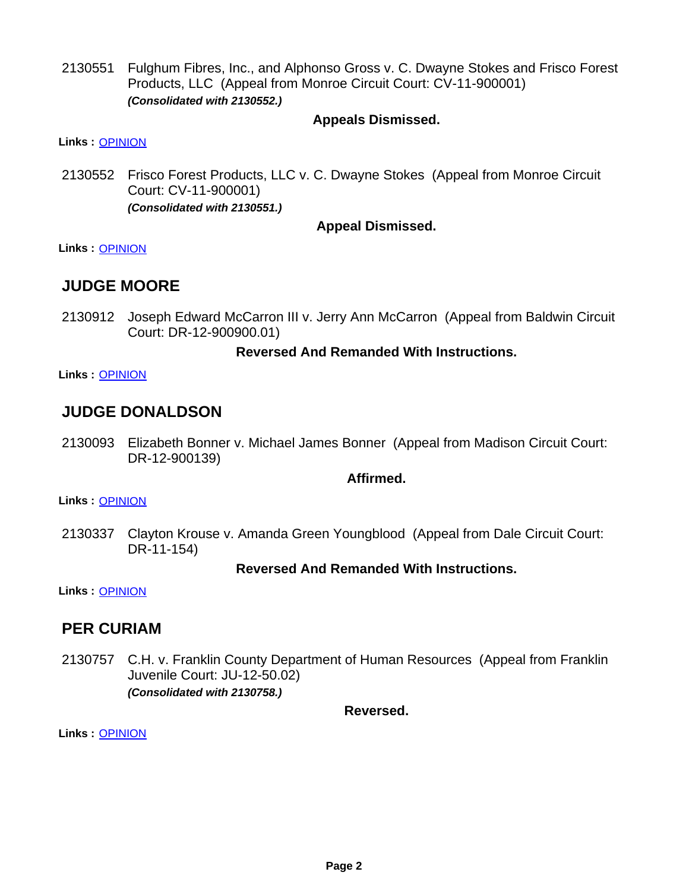2130551 Fulghum Fibres, Inc., and Alphonso Gross v. C. Dwayne Stokes and Frisco Forest Products, LLC (Appeal from Monroe Circuit Court: CV-11-900001)
***(Consolidated with 2130552.)***

**Appeals Dismissed.**

**Links :** OPINION

2130552 Frisco Forest Products, LLC v. C. Dwayne Stokes (Appeal from Monroe Circuit Court: CV-11-900001)
***(Consolidated with 2130551.)***

**Appeal Dismissed.**

**Links :** OPINION

## JUDGE MOORE

2130912 Joseph Edward McCarron III v. Jerry Ann McCarron (Appeal from Baldwin Circuit Court: DR-12-900900.01)

**Reversed And Remanded With Instructions.**

**Links :** OPINION

## JUDGE DONALDSON

2130093 Elizabeth Bonner v. Michael James Bonner (Appeal from Madison Circuit Court: DR-12-900139)

**Affirmed.**

**Links :** OPINION

2130337 Clayton Krouse v. Amanda Green Youngblood (Appeal from Dale Circuit Court: DR-11-154)

**Reversed And Remanded With Instructions.**

**Links :** OPINION

## PER CURIAM

2130757 C.H. v. Franklin County Department of Human Resources (Appeal from Franklin Juvenile Court: JU-12-50.02)
***(Consolidated with 2130758.)***

**Reversed.**

**Links :** OPINION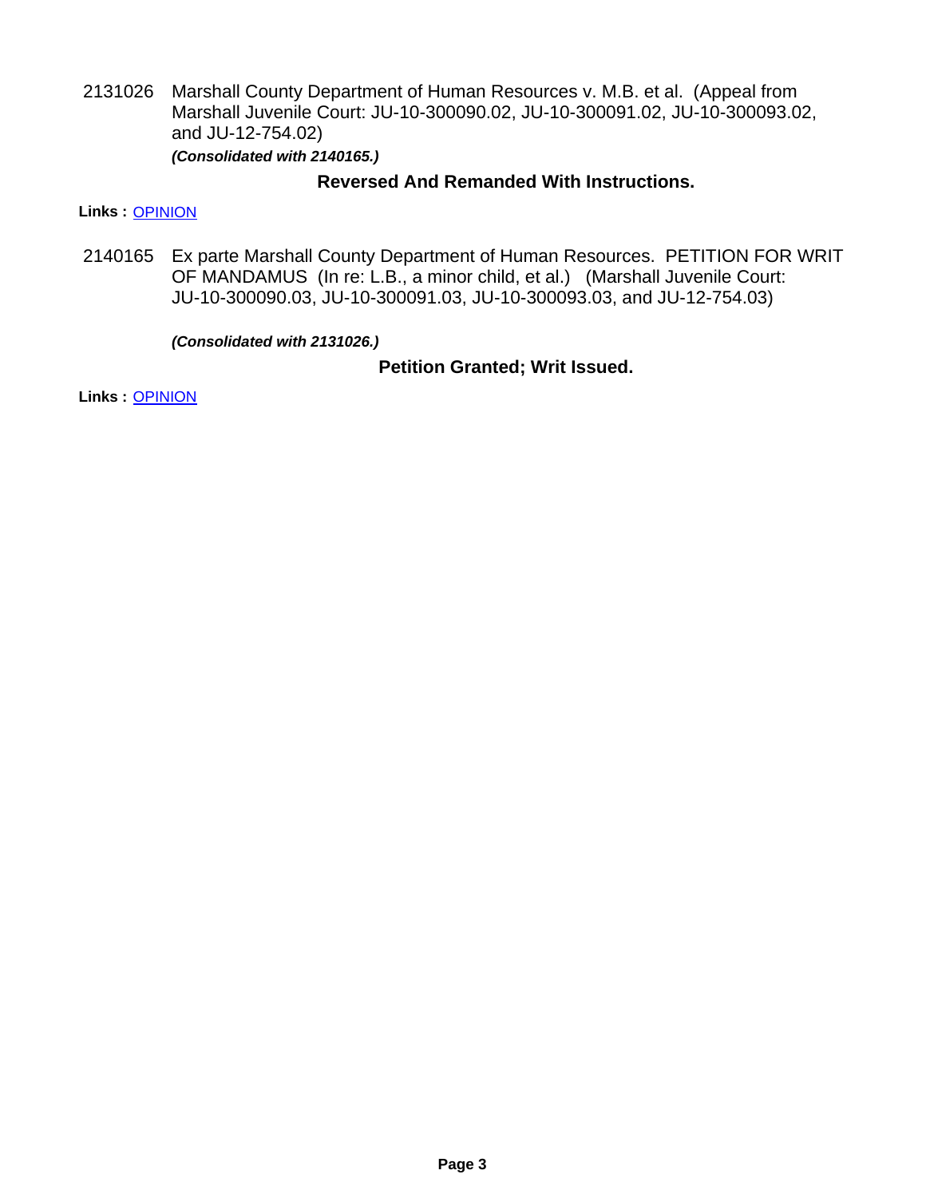2131026 Marshall County Department of Human Resources v. M.B. et al. (Appeal from Marshall Juvenile Court: JU-10-300090.02, JU-10-300091.02, JU-10-300093.02, and JU-12-754.02)

***(Consolidated with 2140165.)***

**Reversed And Remanded With Instructions.**

**Links :** OPINION

2140165 Ex parte Marshall County Department of Human Resources. PETITION FOR WRIT OF MANDAMUS (In re: L.B., a minor child, et al.) (Marshall Juvenile Court: JU-10-300090.03, JU-10-300091.03, JU-10-300093.03, and JU-12-754.03)

***(Consolidated with 2131026.)***

**Petition Granted; Writ Issued.**

**Links :** OPINION